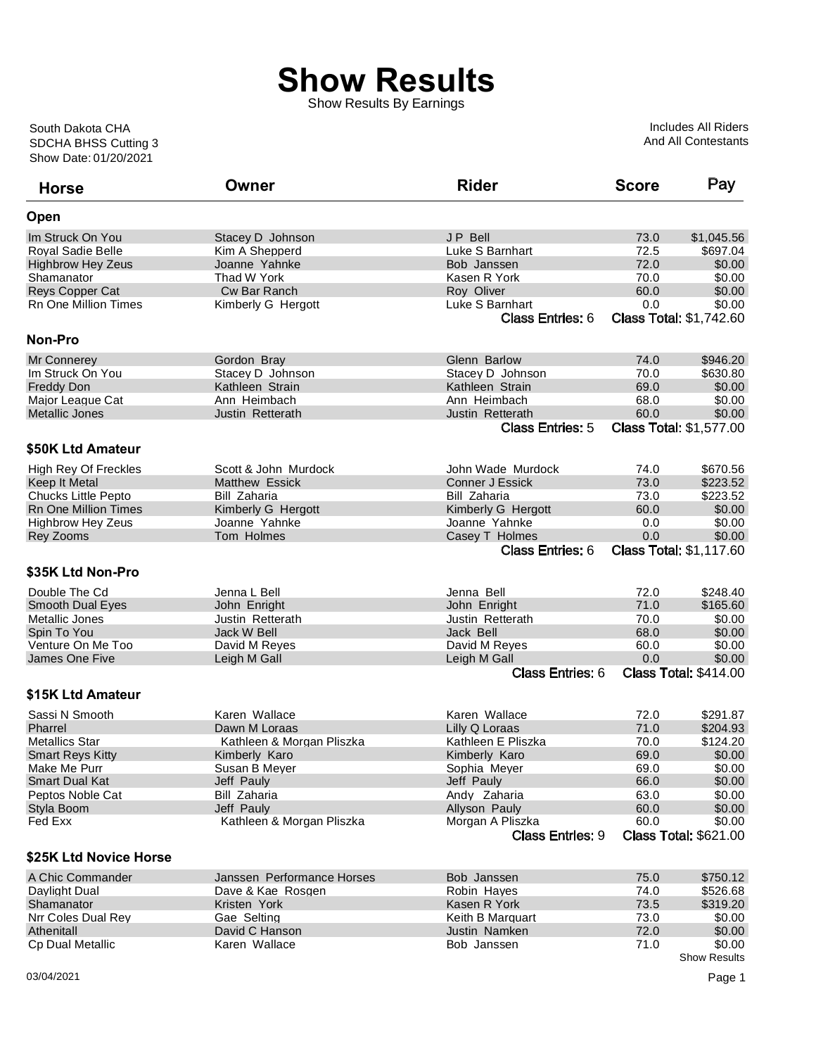# Show Results

Show Results By Earnings

South Dakota CHA
SDCHA BHSS Cutting 3
Show Date: 01/20/2021

Includes All Riders
And All Contestants

| Horse | Owner | Rider | Score | Pay |
|---|---|---|---|---|
| **Open** | | | | |
| Im Struck On You | Stacey D Johnson | J P Bell | 73.0 | $1,045.56 |
| Royal Sadie Belle | Kim A Shepperd | Luke S Barnhart | 72.5 | $697.04 |
| Highbrow Hey Zeus | Joanne Yahnke | Bob Janssen | 72.0 | $0.00 |
| Shamanator | Thad W York | Kasen R York | 70.0 | $0.00 |
| Reys Copper Cat | Cw Bar Ranch | Roy Oliver | 60.0 | $0.00 |
| Rn One Million Times | Kimberly G Hergott | Luke S Barnhart | 0.0 | $0.00 |
| | | Class Entries: 6 | Class Total: $1,742.60 | |
| **Non-Pro** | | | | |
| Mr Connerey | Gordon Bray | Glenn Barlow | 74.0 | $946.20 |
| Im Struck On You | Stacey D Johnson | Stacey D Johnson | 70.0 | $630.80 |
| Freddy Don | Kathleen Strain | Kathleen Strain | 69.0 | $0.00 |
| Major League Cat | Ann Heimbach | Ann Heimbach | 68.0 | $0.00 |
| Metallic Jones | Justin Retterath | Justin Retterath | 60.0 | $0.00 |
| | | Class Entries: 5 | Class Total: $1,577.00 | |
| **$50K Ltd Amateur** | | | | |
| High Rey Of Freckles | Scott & John Murdock | John Wade Murdock | 74.0 | $670.56 |
| Keep It Metal | Matthew Essick | Conner J Essick | 73.0 | $223.52 |
| Chucks Little Pepto | Bill Zaharia | Bill Zaharia | 73.0 | $223.52 |
| Rn One Million Times | Kimberly G Hergott | Kimberly G Hergott | 60.0 | $0.00 |
| Highbrow Hey Zeus | Joanne Yahnke | Joanne Yahnke | 0.0 | $0.00 |
| Rey Zooms | Tom Holmes | Casey T Holmes | 0.0 | $0.00 |
| | | Class Entries: 6 | Class Total: $1,117.60 | |
| **$35K Ltd Non-Pro** | | | | |
| Double The Cd | Jenna L Bell | Jenna Bell | 72.0 | $248.40 |
| Smooth Dual Eyes | John Enright | John Enright | 71.0 | $165.60 |
| Metallic Jones | Justin Retterath | Justin Retterath | 70.0 | $0.00 |
| Spin To You | Jack W Bell | Jack Bell | 68.0 | $0.00 |
| Venture On Me Too | David M Reyes | David M Reyes | 60.0 | $0.00 |
| James One Five | Leigh M Gall | Leigh M Gall | 0.0 | $0.00 |
| | | Class Entries: 6 | Class Total: $414.00 | |
| **$15K Ltd Amateur** | | | | |
| Sassi N Smooth | Karen Wallace | Karen Wallace | 72.0 | $291.87 |
| Pharrel | Dawn M Loraas | Lilly Q Loraas | 71.0 | $204.93 |
| Metallics Star | Kathleen & Morgan Pliszka | Kathleen E Pliszka | 70.0 | $124.20 |
| Smart Reys Kitty | Kimberly Karo | Kimberly Karo | 69.0 | $0.00 |
| Make Me Purr | Susan B Meyer | Sophia Meyer | 69.0 | $0.00 |
| Smart Dual Kat | Jeff Pauly | Jeff Pauly | 66.0 | $0.00 |
| Peptos Noble Cat | Bill Zaharia | Andy Zaharia | 63.0 | $0.00 |
| Styla Boom | Jeff Pauly | Allyson Pauly | 60.0 | $0.00 |
| Fed Exx | Kathleen & Morgan Pliszka | Morgan A Pliszka | 60.0 | $0.00 |
| | | Class Entries: 9 | Class Total: $621.00 | |
| **$25K Ltd Novice Horse** | | | | |
| A Chic Commander | Janssen Performance Horses | Bob Janssen | 75.0 | $750.12 |
| Daylight Dual | Dave & Kae Rosgen | Robin Hayes | 74.0 | $526.68 |
| Shamanator | Kristen York | Kasen R York | 73.5 | $319.20 |
| Nrr Coles Dual Rey | Gae Selting | Keith B Marquart | 73.0 | $0.00 |
| Athenitall | David C Hanson | Justin Namken | 72.0 | $0.00 |
| Cp Dual Metallic | Karen Wallace | Bob Janssen | 71.0 | $0.00 |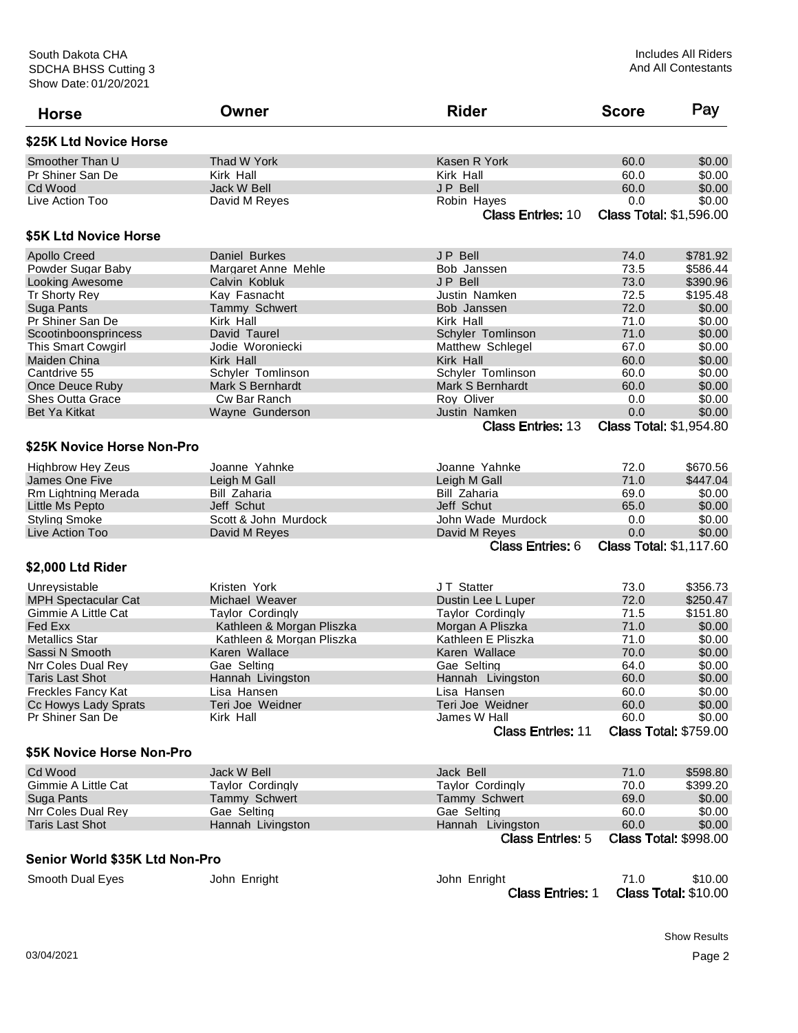South Dakota CHA
SDCHA BHSS Cutting 3
Show Date: 01/20/2021

Includes All Riders
And All Contestants

| Horse | Owner | Rider | Score | Pay |
|---|---|---|---|---|
| **$25K Ltd Novice Horse** | | | | |
| Smoother Than U | Thad W York | Kasen R York | 60.0 | $0.00 |
| Pr Shiner San De | Kirk Hall | Kirk Hall | 60.0 | $0.00 |
| Cd Wood | Jack W Bell | J P Bell | 60.0 | $0.00 |
| Live Action Too | David M Reyes | Robin Hayes | 0.0 | $0.00 |
| | | Class Entries: 10 | Class Total: $1,596.00 | |
| **$5K Ltd Novice Horse** | | | | |
| Apollo Creed | Daniel Burkes | J P Bell | 74.0 | $781.92 |
| Powder Sugar Baby | Margaret Anne Mehle | Bob Janssen | 73.5 | $586.44 |
| Looking Awesome | Calvin Kobluk | J P Bell | 73.0 | $390.96 |
| Tr Shorty Rey | Kay Fasnacht | Justin Namken | 72.5 | $195.48 |
| Suga Pants | Tammy Schwert | Bob Janssen | 72.0 | $0.00 |
| Pr Shiner San De | Kirk Hall | Kirk Hall | 71.0 | $0.00 |
| Scootinboonsprincess | David Taurel | Schyler Tomlinson | 71.0 | $0.00 |
| This Smart Cowgirl | Jodie Woroniecki | Matthew Schlegel | 67.0 | $0.00 |
| Maiden China | Kirk Hall | Kirk Hall | 60.0 | $0.00 |
| Cantdrive 55 | Schyler Tomlinson | Schyler Tomlinson | 60.0 | $0.00 |
| Once Deuce Ruby | Mark S Bernhardt | Mark S Bernhardt | 60.0 | $0.00 |
| Shes Outta Grace | Cw Bar Ranch | Roy Oliver | 0.0 | $0.00 |
| Bet Ya Kitkat | Wayne Gunderson | Justin Namken | 0.0 | $0.00 |
| | | Class Entries: 13 | Class Total: $1,954.80 | |
| **$25K Novice Horse Non-Pro** | | | | |
| Highbrow Hey Zeus | Joanne Yahnke | Joanne Yahnke | 72.0 | $670.56 |
| James One Five | Leigh M Gall | Leigh M Gall | 71.0 | $447.04 |
| Rm Lightning Merada | Bill Zaharia | Bill Zaharia | 69.0 | $0.00 |
| Little Ms Pepto | Jeff Schut | Jeff Schut | 65.0 | $0.00 |
| Styling Smoke | Scott & John Murdock | John Wade Murdock | 0.0 | $0.00 |
| Live Action Too | David M Reyes | David M Reyes | 0.0 | $0.00 |
| | | Class Entries: 6 | Class Total: $1,117.60 | |
| **$2,000 Ltd Rider** | | | | |
| Unreysistable | Kristen York | J T Statter | 73.0 | $356.73 |
| MPH Spectacular Cat | Michael Weaver | Dustin Lee L Luper | 72.0 | $250.47 |
| Gimmie A Little Cat | Taylor Cordingly | Taylor Cordingly | 71.5 | $151.80 |
| Fed Exx | Kathleen & Morgan Pliszka | Morgan A Pliszka | 71.0 | $0.00 |
| Metallics Star | Kathleen & Morgan Pliszka | Kathleen E Pliszka | 71.0 | $0.00 |
| Sassi N Smooth | Karen Wallace | Karen Wallace | 70.0 | $0.00 |
| Nrr Coles Dual Rey | Gae Selting | Gae Selting | 64.0 | $0.00 |
| Taris Last Shot | Hannah Livingston | Hannah Livingston | 60.0 | $0.00 |
| Freckles Fancy Kat | Lisa Hansen | Lisa Hansen | 60.0 | $0.00 |
| Cc Howys Lady Sprats | Teri Joe Weidner | Teri Joe Weidner | 60.0 | $0.00 |
| Pr Shiner San De | Kirk Hall | James W Hall | 60.0 | $0.00 |
| | | Class Entries: 11 | Class Total: $759.00 | |
| **$5K Novice Horse Non-Pro** | | | | |
| Cd Wood | Jack W Bell | Jack Bell | 71.0 | $598.80 |
| Gimmie A Little Cat | Taylor Cordingly | Taylor Cordingly | 70.0 | $399.20 |
| Suga Pants | Tammy Schwert | Tammy Schwert | 69.0 | $0.00 |
| Nrr Coles Dual Rey | Gae Selting | Gae Selting | 60.0 | $0.00 |
| Taris Last Shot | Hannah Livingston | Hannah Livingston | 60.0 | $0.00 |
| | | Class Entries: 5 | Class Total: $998.00 | |
| **Senior World $35K Ltd Non-Pro** | | | | |
| Smooth Dual Eyes | John Enright | John Enright | 71.0 | $10.00 |
| | | Class Entries: 1 | Class Total: $10.00 | |

Show Results

03/04/2021